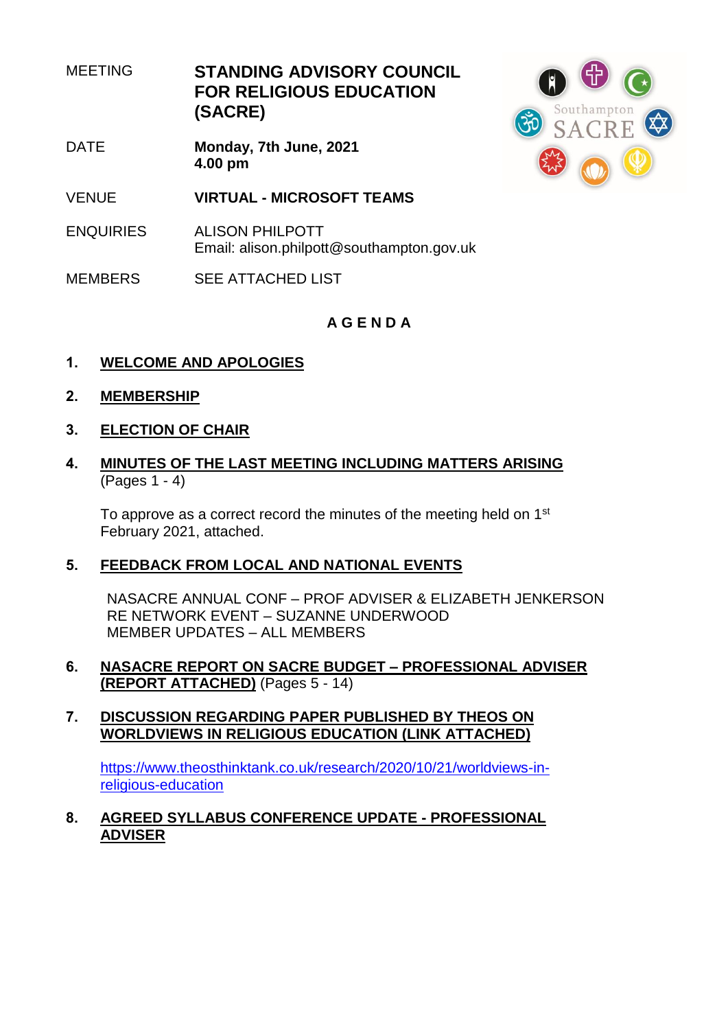| | |
|---|---|
| MEETING | **STANDING ADVISORY COUNCIL FOR RELIGIOUS EDUCATION (SACRE)** |
| DATE | **Monday, 7th June, 2021** **4.00 pm** |
| VENUE | **VIRTUAL - MICROSOFT TEAMS** |
| ENQUIRIES | ALISON PHILPOTT Email: alison.philpott@southampton.gov.uk |
| MEMBERS | SEE ATTACHED LIST |

## A G E N D A

**1. WELCOME AND APOLOGIES**

**2. MEMBERSHIP**

**3. ELECTION OF CHAIR**

**4. MINUTES OF THE LAST MEETING INCLUDING MATTERS ARISING** (Pages 1 - 4)

To approve as a correct record the minutes of the meeting held on 1st February 2021, attached.

**5. FEEDBACK FROM LOCAL AND NATIONAL EVENTS**

NASACRE ANNUAL CONF – PROF ADVISER & ELIZABETH JENKERSON
RE NETWORK EVENT – SUZANNE UNDERWOOD
MEMBER UPDATES – ALL MEMBERS

**6. NASACRE REPORT ON SACRE BUDGET – PROFESSIONAL ADVISER (REPORT ATTACHED)** (Pages 5 - 14)

**7. DISCUSSION REGARDING PAPER PUBLISHED BY THEOS ON WORLDVIEWS IN RELIGIOUS EDUCATION (LINK ATTACHED)**

https://www.theosthinktank.co.uk/research/2020/10/21/worldviews-in-religious-education

**8. AGREED SYLLABUS CONFERENCE UPDATE - PROFESSIONAL ADVISER**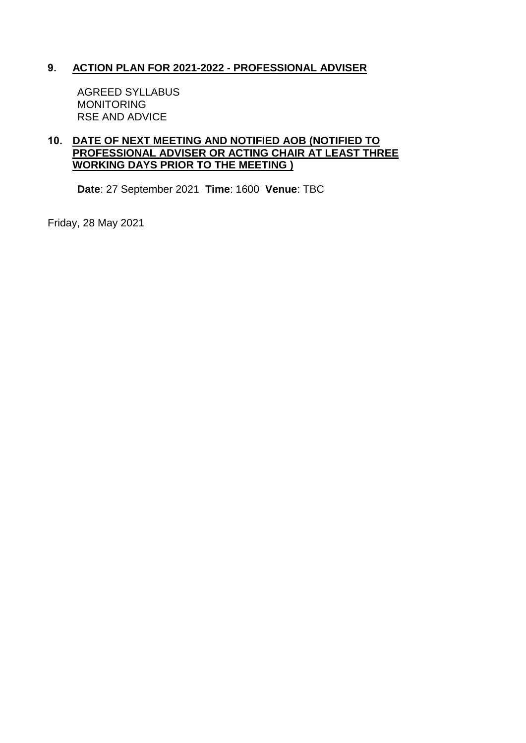## 9. ACTION PLAN FOR 2021-2022 - PROFESSIONAL ADVISER

AGREED SYLLABUS
MONITORING
RSE AND ADVICE

## 10. DATE OF NEXT MEETING AND NOTIFIED AOB (NOTIFIED TO PROFESSIONAL ADVISER OR ACTING CHAIR AT LEAST THREE WORKING DAYS PRIOR TO THE MEETING )

**Date**: 27 September 2021 **Time**: 1600 **Venue**: TBC

Friday, 28 May 2021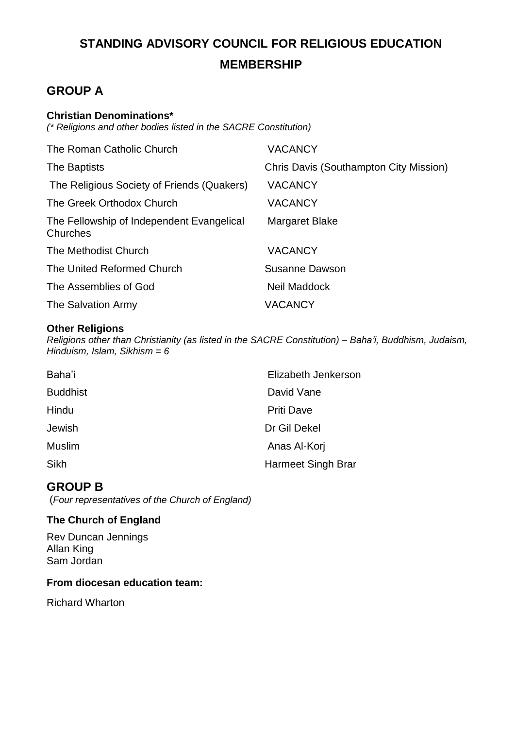# STANDING ADVISORY COUNCIL FOR RELIGIOUS EDUCATION MEMBERSHIP

## GROUP A

**Christian Denominations***

*(* Religions and other bodies listed in the SACRE Constitution)*

| | |
|---|---|
| The Roman Catholic Church | VACANCY |
| The Baptists | Chris Davis (Southampton City Mission) |
| The Religious Society of Friends (Quakers) | VACANCY |
| The Greek Orthodox Church | VACANCY |
| The Fellowship of Independent Evangelical Churches | Margaret Blake |
| The Methodist Church | VACANCY |
| The United Reformed Church | Susanne Dawson |
| The Assemblies of God | Neil Maddock |
| The Salvation Army | VACANCY |

**Other Religions**

*Religions other than Christianity (as listed in the SACRE Constitution) – Baha'i, Buddhism, Judaism, Hinduism, Islam, Sikhism = 6*

| | |
|---|---|
| Baha'i | Elizabeth Jenkerson |
| Buddhist | David Vane |
| Hindu | Priti Dave |
| Jewish | Dr Gil Dekel |
| Muslim | Anas Al-Korj |
| Sikh | Harmeet Singh Brar |

## GROUP B

(*Four representatives of the Church of England)*

**The Church of England**

Rev Duncan Jennings
Allan King
Sam Jordan

**From diocesan education team:**

Richard Wharton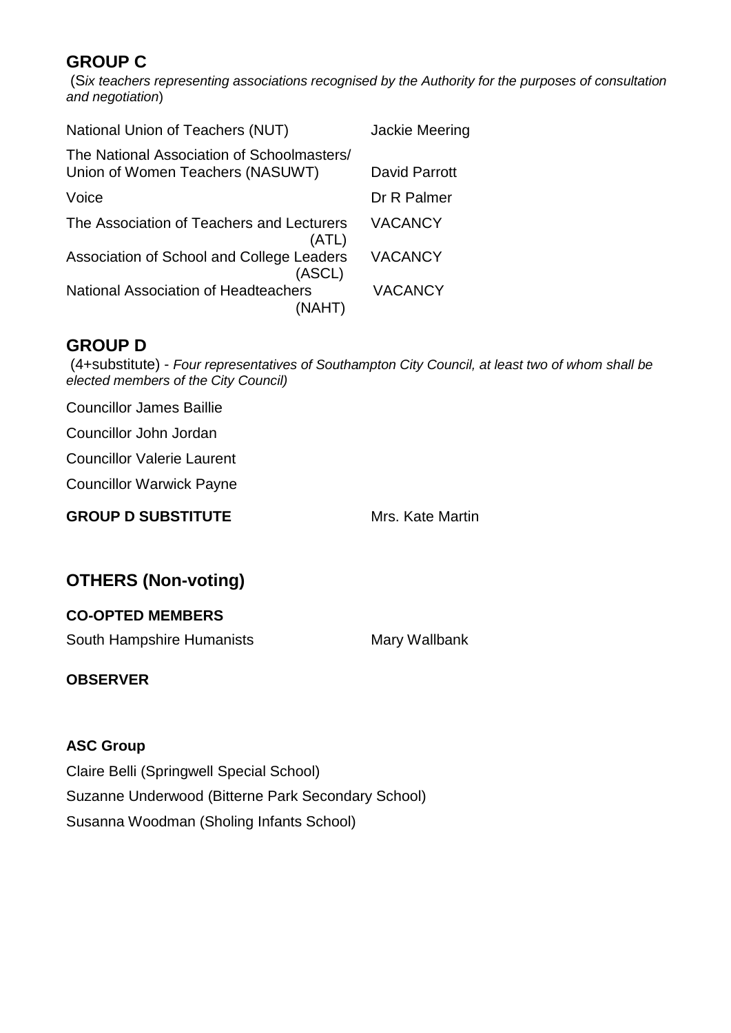## GROUP C

(S*ix teachers representing associations recognised by the Authority for the purposes of consultation and negotiation*)

| | |
|---|---|
| National Union of Teachers (NUT) | Jackie Meering |
| The National Association of Schoolmasters/ Union of Women Teachers (NASUWT) | David Parrott |
| Voice | Dr R Palmer |
| The Association of Teachers and Lecturers (ATL) | VACANCY |
| Association of School and College Leaders (ASCL) | VACANCY |
| National Association of Headteachers (NAHT) | VACANCY |

## GROUP D

(4+substitute) - *Four representatives of Southampton City Council, at least two of whom shall be elected members of the City Council)*

Councillor James Baillie

Councillor John Jordan

Councillor Valerie Laurent

Councillor Warwick Payne

**GROUP D SUBSTITUTE** Mrs. Kate Martin

## OTHERS (Non-voting)

**CO-OPTED MEMBERS**

South Hampshire Humanists Mary Wallbank

**OBSERVER**

**ASC Group**

Claire Belli (Springwell Special School)

Suzanne Underwood (Bitterne Park Secondary School)

Susanna Woodman (Sholing Infants School)